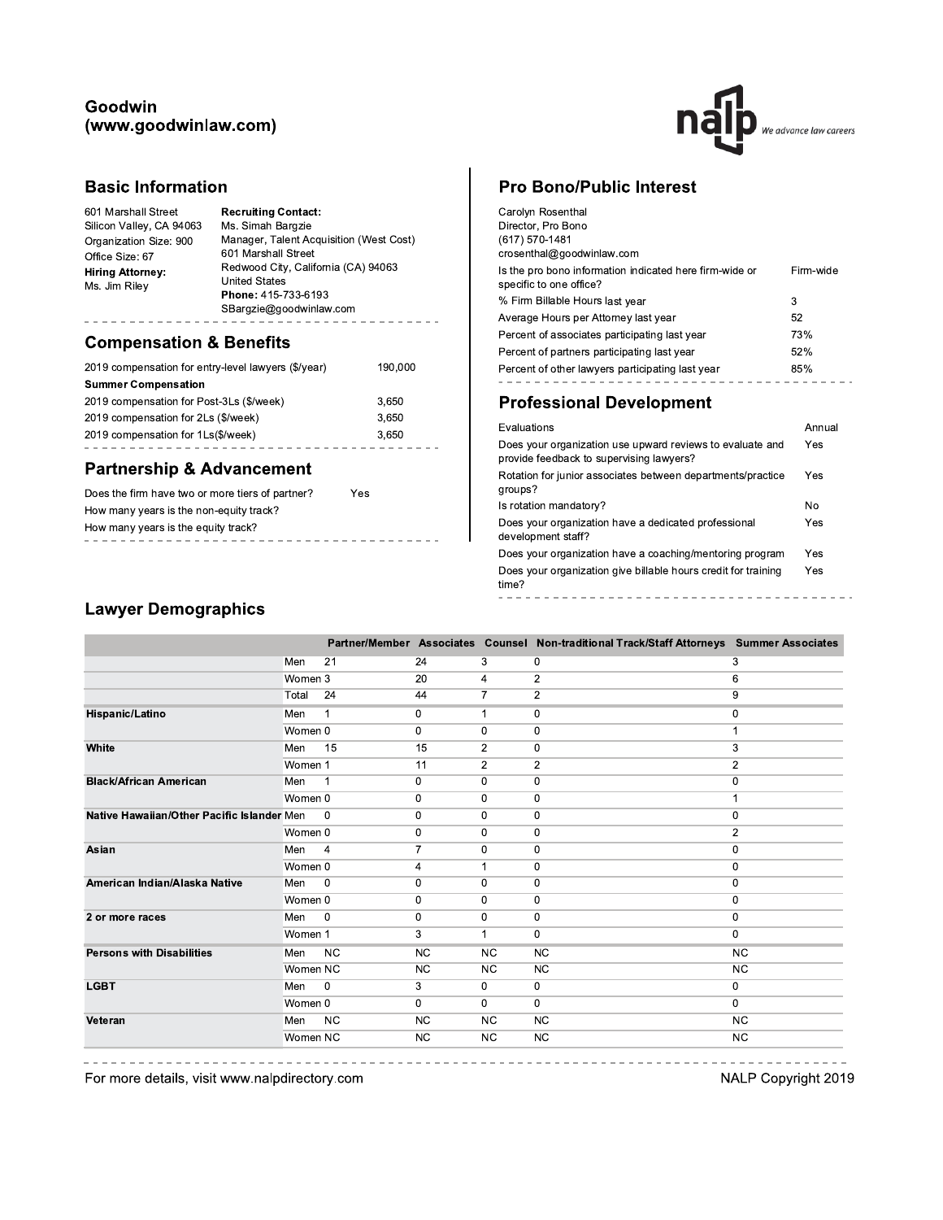# Goodwin (www.goodwinlaw.com)

## Basic Information

601 Marshall Street
Silicon Valley, CA 94063
Organization Size: 900
Office Size: 67
**Hiring Attorney:**
Ms. Jim Riley

**Recruiting Contact:**
Ms. Simah Bargzie
Manager, Talent Acquisition (West Cost)
601 Marshall Street
Redwood City, California (CA) 94063
United States
**Phone:** 415-733-6193
SBargzie@goodwinlaw.com

## Compensation & Benefits

| | |
|---|---|
| 2019 compensation for entry-level lawyers ($/year) | 190,000 |
| **Summer Compensation** | |
| 2019 compensation for Post-3Ls ($/week) | 3,650 |
| 2019 compensation for 2Ls ($/week) | 3,650 |
| 2019 compensation for 1Ls($/week) | 3,650 |

## Partnership & Advancement

| | |
|---|---|
| Does the firm have two or more tiers of partner? | Yes |
| How many years is the non-equity track? | |
| How many years is the equity track? | |

## Pro Bono/Public Interest

Carolyn Rosenthal
Director, Pro Bono
(617) 570-1481
crosenthal@goodwinlaw.com

| | |
|---|---|
| Is the pro bono information indicated here firm-wide or specific to one office? | Firm-wide |
| % Firm Billable Hours last year | 3 |
| Average Hours per Attorney last year | 52 |
| Percent of associates participating last year | 73% |
| Percent of partners participating last year | 52% |
| Percent of other lawyers participating last year | 85% |

## Professional Development

| | |
|---|---|
| Evaluations | Annual |
| Does your organization use upward reviews to evaluate and provide feedback to supervising lawyers? | Yes |
| Rotation for junior associates between departments/practice groups? | Yes |
| Is rotation mandatory? | No |
| Does your organization have a dedicated professional development staff? | Yes |
| Does your organization have a coaching/mentoring program | Yes |
| Does your organization give billable hours credit for training time? | Yes |

## Lawyer Demographics

| | | Partner/Member | Associates | Counsel | Non-traditional Track/Staff Attorneys | Summer Associates |
|---|---|---|---|---|---|---|
| | Men | 21 | 24 | 3 | 0 | 3 |
| | Women | 3 | 20 | 4 | 2 | 6 |
| | Total | 24 | 44 | 7 | 2 | 9 |
| **Hispanic/Latino** | Men | 1 | 0 | 1 | 0 | 0 |
| | Women | 0 | 0 | 0 | 0 | 1 |
| **White** | Men | 15 | 15 | 2 | 0 | 3 |
| | Women | 1 | 11 | 2 | 2 | 2 |
| **Black/African American** | Men | 1 | 0 | 0 | 0 | 0 |
| | Women | 0 | 0 | 0 | 0 | 1 |
| **Native Hawaiian/Other Pacific Islander** | Men | 0 | 0 | 0 | 0 | 0 |
| | Women | 0 | 0 | 0 | 0 | 2 |
| **Asian** | Men | 4 | 7 | 0 | 0 | 0 |
| | Women | 0 | 4 | 1 | 0 | 0 |
| **American Indian/Alaska Native** | Men | 0 | 0 | 0 | 0 | 0 |
| | Women | 0 | 0 | 0 | 0 | 0 |
| **2 or more races** | Men | 0 | 0 | 0 | 0 | 0 |
| | Women | 1 | 3 | 1 | 0 | 0 |
| **Persons with Disabilities** | Men | NC | NC | NC | NC | NC |
| | Women | NC | NC | NC | NC | NC |
| **LGBT** | Men | 0 | 3 | 0 | 0 | 0 |
| | Women | 0 | 0 | 0 | 0 | 0 |
| **Veteran** | Men | NC | NC | NC | NC | NC |
| | Women | NC | NC | NC | NC | NC |

For more details, visit www.nalpdirectory.com

NALP Copyright 2019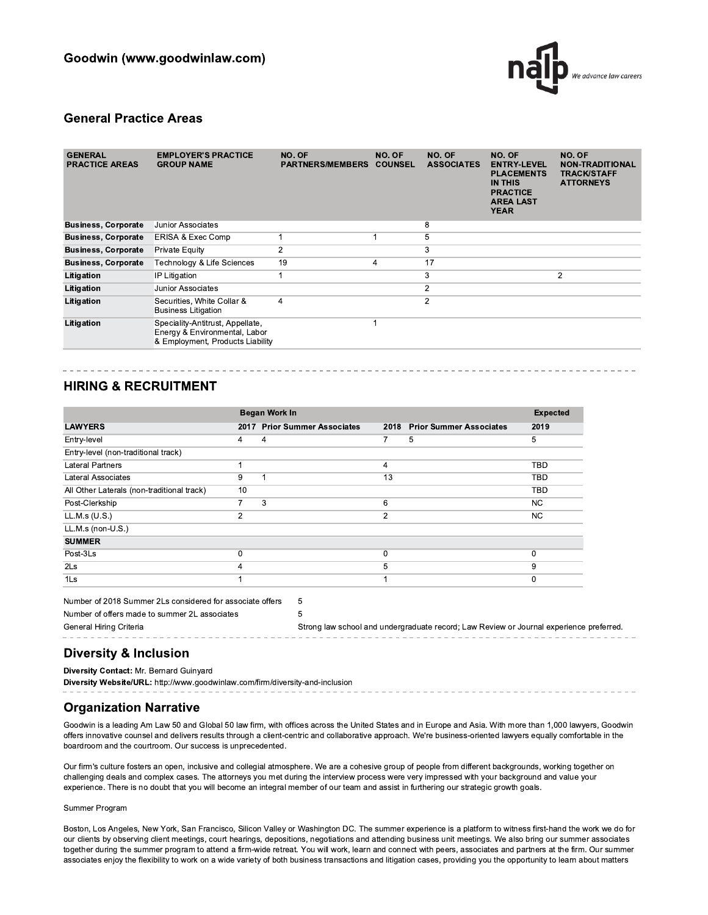## Goodwin (www.goodwinlaw.com)

### General Practice Areas

| GENERAL PRACTICE AREAS | EMPLOYER'S PRACTICE GROUP NAME | NO. OF PARTNERS/MEMBERS | NO. OF COUNSEL | NO. OF ASSOCIATES | NO. OF ENTRY-LEVEL PLACEMENTS IN THIS PRACTICE AREA LAST YEAR | NO. OF NON-TRADITIONAL TRACK/STAFF ATTORNEYS |
|---|---|---|---|---|---|---|
| **Business, Corporate** | Junior Associates | | | 8 | | |
| **Business, Corporate** | ERISA & Exec Comp | 1 | 1 | 5 | | |
| **Business, Corporate** | Private Equity | 2 | | 3 | | |
| **Business, Corporate** | Technology & Life Sciences | 19 | 4 | 17 | | |
| **Litigation** | IP Litigation | 1 | | 3 | | 2 |
| **Litigation** | Junior Associates | | | 2 | | |
| **Litigation** | Securities, White Collar & Business Litigation | 4 | | 2 | | |
| **Litigation** | Speciality-Antitrust, Appellate, Energy & Environmental, Labor & Employment, Products Liability | | 1 | | | |

## HIRING & RECRUITMENT

| | Began Work In | | | | Expected |
|---|---|---|---|---|---|
| **LAWYERS** | **2017** | **Prior Summer Associates** | **2018** | **Prior Summer Associates** | **2019** |
| Entry-level | 4 | 4 | 7 | 5 | 5 |
| Entry-level (non-traditional track) | | | | | |
| Lateral Partners | 1 | | 4 | | TBD |
| Lateral Associates | 9 | 1 | 13 | | TBD |
| All Other Laterals (non-traditional track) | 10 | | | | TBD |
| Post-Clerkship | 7 | 3 | 6 | | NC |
| LL.M.s (U.S.) | 2 | | 2 | | NC |
| LL.M.s (non-U.S.) | | | | | |
| **SUMMER** | | | | | |
| Post-3Ls | 0 | | 0 | | 0 |
| 2Ls | 4 | | 5 | | 9 |
| 1Ls | 1 | | 1 | | 0 |

| | |
|---|---|
| Number of 2018 Summer 2Ls considered for associate offers | 5 |
| Number of offers made to summer 2L associates | 5 |
| General Hiring Criteria | Strong law school and undergraduate record; Law Review or Journal experience preferred. |

## Diversity & Inclusion

**Diversity Contact:** Mr. Bernard Guinyard
**Diversity Website/URL:** http://www.goodwinlaw.com/firm/diversity-and-inclusion

## Organization Narrative

Goodwin is a leading Am Law 50 and Global 50 law firm, with offices across the United States and in Europe and Asia. With more than 1,000 lawyers, Goodwin offers innovative counsel and delivers results through a client-centric and collaborative approach. We're business-oriented lawyers equally comfortable in the boardroom and the courtroom. Our success is unprecedented.

Our firm's culture fosters an open, inclusive and collegial atmosphere. We are a cohesive group of people from different backgrounds, working together on challenging deals and complex cases. The attorneys you met during the interview process were very impressed with your background and value your experience. There is no doubt that you will become an integral member of our team and assist in furthering our strategic growth goals.

Summer Program

Boston, Los Angeles, New York, San Francisco, Silicon Valley or Washington DC. The summer experience is a platform to witness first-hand the work we do for our clients by observing client meetings, court hearings, depositions, negotiations and attending business unit meetings. We also bring our summer associates together during the summer program to attend a firm-wide retreat. You will work, learn and connect with peers, associates and partners at the firm. Our summer associates enjoy the flexibility to work on a wide variety of both business transactions and litigation cases, providing you the opportunity to learn about matters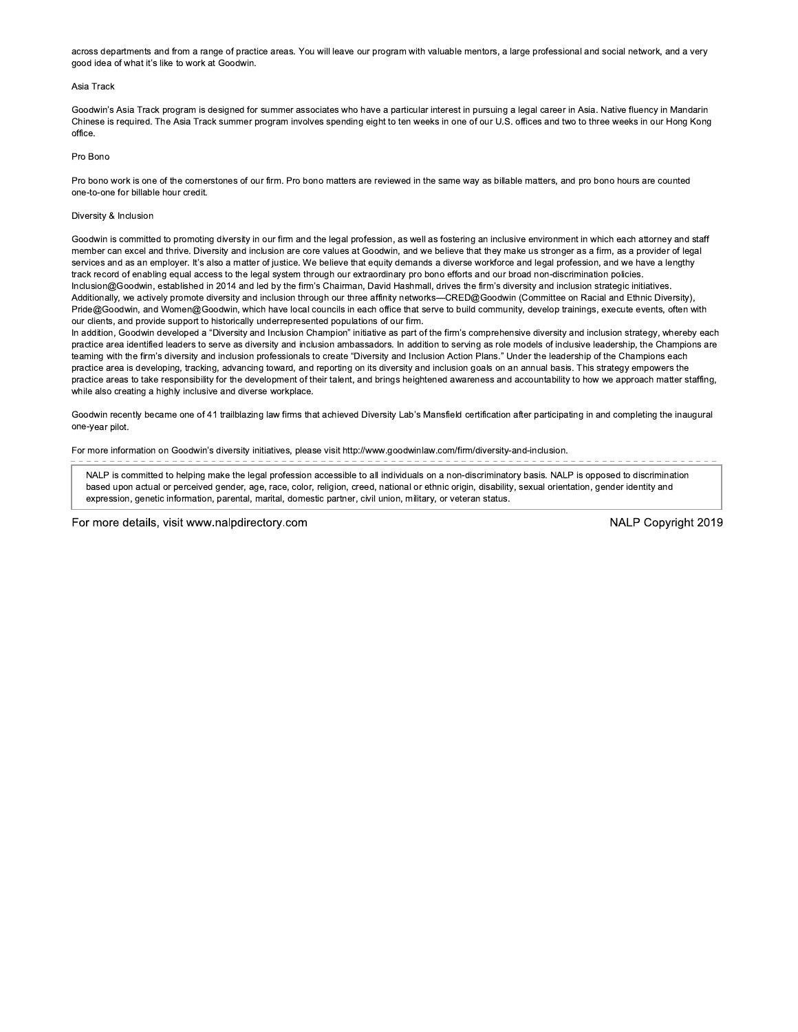across departments and from a range of practice areas. You will leave our program with valuable mentors, a large professional and social network, and a very good idea of what it's like to work at Goodwin.

### Asia Track

Goodwin's Asia Track program is designed for summer associates who have a particular interest in pursuing a legal career in Asia. Native fluency in Mandarin Chinese is required. The Asia Track summer program involves spending eight to ten weeks in one of our U.S. offices and two to three weeks in our Hong Kong office.

### Pro Bono

Pro bono work is one of the cornerstones of our firm. Pro bono matters are reviewed in the same way as billable matters, and pro bono hours are counted one-to-one for billable hour credit.

### Diversity & Inclusion

Goodwin is committed to promoting diversity in our firm and the legal profession, as well as fostering an inclusive environment in which each attorney and staff member can excel and thrive. Diversity and inclusion are core values at Goodwin, and we believe that they make us stronger as a firm, as a provider of legal services and as an employer. It's also a matter of justice. We believe that equity demands a diverse workforce and legal profession, and we have a lengthy track record of enabling equal access to the legal system through our extraordinary pro bono efforts and our broad non-discrimination policies. Inclusion@Goodwin, established in 2014 and led by the firm's Chairman, David Hashmall, drives the firm's diversity and inclusion strategic initiatives. Additionally, we actively promote diversity and inclusion through our three affinity networks—CRED@Goodwin (Committee on Racial and Ethnic Diversity), Pride@Goodwin, and Women@Goodwin, which have local councils in each office that serve to build community, develop trainings, execute events, often with our clients, and provide support to historically underrepresented populations of our firm.

In addition, Goodwin developed a "Diversity and Inclusion Champion" initiative as part of the firm's comprehensive diversity and inclusion strategy, whereby each practice area identified leaders to serve as diversity and inclusion ambassadors. In addition to serving as role models of inclusive leadership, the Champions are teaming with the firm's diversity and inclusion professionals to create "Diversity and Inclusion Action Plans." Under the leadership of the Champions each practice area is developing, tracking, advancing toward, and reporting on its diversity and inclusion goals on an annual basis. This strategy empowers the practice areas to take responsibility for the development of their talent, and brings heightened awareness and accountability to how we approach matter staffing, while also creating a highly inclusive and diverse workplace.

Goodwin recently became one of 41 trailblazing law firms that achieved Diversity Lab's Mansfield certification after participating in and completing the inaugural one-year pilot.

For more information on Goodwin's diversity initiatives, please visit http://www.goodwinlaw.com/firm/diversity-and-inclusion.

---

NALP is committed to helping make the legal profession accessible to all individuals on a non-discriminatory basis. NALP is opposed to discrimination based upon actual or perceived gender, age, race, color, religion, creed, national or ethnic origin, disability, sexual orientation, gender identity and expression, genetic information, parental, marital, domestic partner, civil union, military, or veteran status.